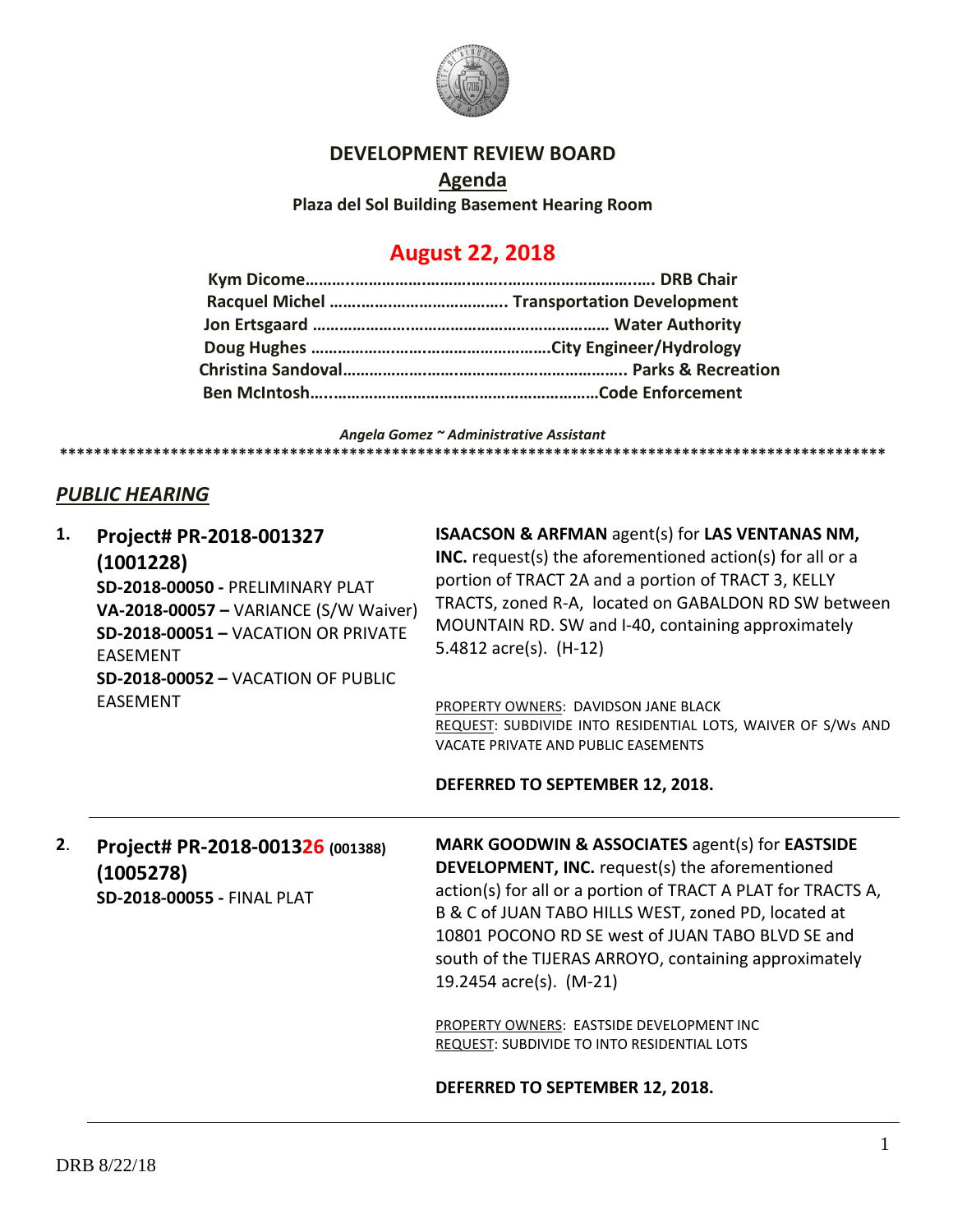# DEVELOPMENT REVIEW BOARD

## Agenda

**Plaza del Sol Building Basement Hearing Room**

## August 22, 2018

**Kym Dicome……………………………………………………………….. DRB Chair**
**Racquel Michel ………………………………….. Transportation Development**
**Jon Ertsgaard ………………………………………………………… Water Authority**
**Doug Hughes ……………………………………………….City Engineer/Hydrology**
**Christina Sandoval…………………………………………………… Parks & Recreation**
**Ben McIntosh…..…………………………………………………Code Enforcement**

***Angela Gomez ~ Administrative Assistant***

**********************************************************************************************

## *PUBLIC HEARING*

**1. Project# PR-2018-001327 (1001228)**
**SD-2018-00050 -** PRELIMINARY PLAT
**VA-2018-00057 –** VARIANCE (S/W Waiver)
**SD-2018-00051 –** VACATION OR PRIVATE EASEMENT
**SD-2018-00052 –** VACATION OF PUBLIC EASEMENT

**ISAACSON & ARFMAN** agent(s) for **LAS VENTANAS NM, INC.** request(s) the aforementioned action(s) for all or a portion of TRACT 2A and a portion of TRACT 3, KELLY TRACTS, zoned R-A, located on GABALDON RD SW between MOUNTAIN RD. SW and I-40, containing approximately 5.4812 acre(s). (H-12)

PROPERTY OWNERS: DAVIDSON JANE BLACK
REQUEST: SUBDIVIDE INTO RESIDENTIAL LOTS, WAIVER OF S/Ws AND VACATE PRIVATE AND PUBLIC EASEMENTS

**DEFERRED TO SEPTEMBER 12, 2018.**

---

**2. Project# PR-2018-001326 (001388) (1005278)**
**SD-2018-00055 -** FINAL PLAT

**MARK GOODWIN & ASSOCIATES** agent(s) for **EASTSIDE DEVELOPMENT, INC.** request(s) the aforementioned action(s) for all or a portion of TRACT A PLAT for TRACTS A, B & C of JUAN TABO HILLS WEST, zoned PD, located at 10801 POCONO RD SE west of JUAN TABO BLVD SE and south of the TIJERAS ARROYO, containing approximately 19.2454 acre(s). (M-21)

PROPERTY OWNERS: EASTSIDE DEVELOPMENT INC
REQUEST: SUBDIVIDE TO INTO RESIDENTIAL LOTS

**DEFERRED TO SEPTEMBER 12, 2018.**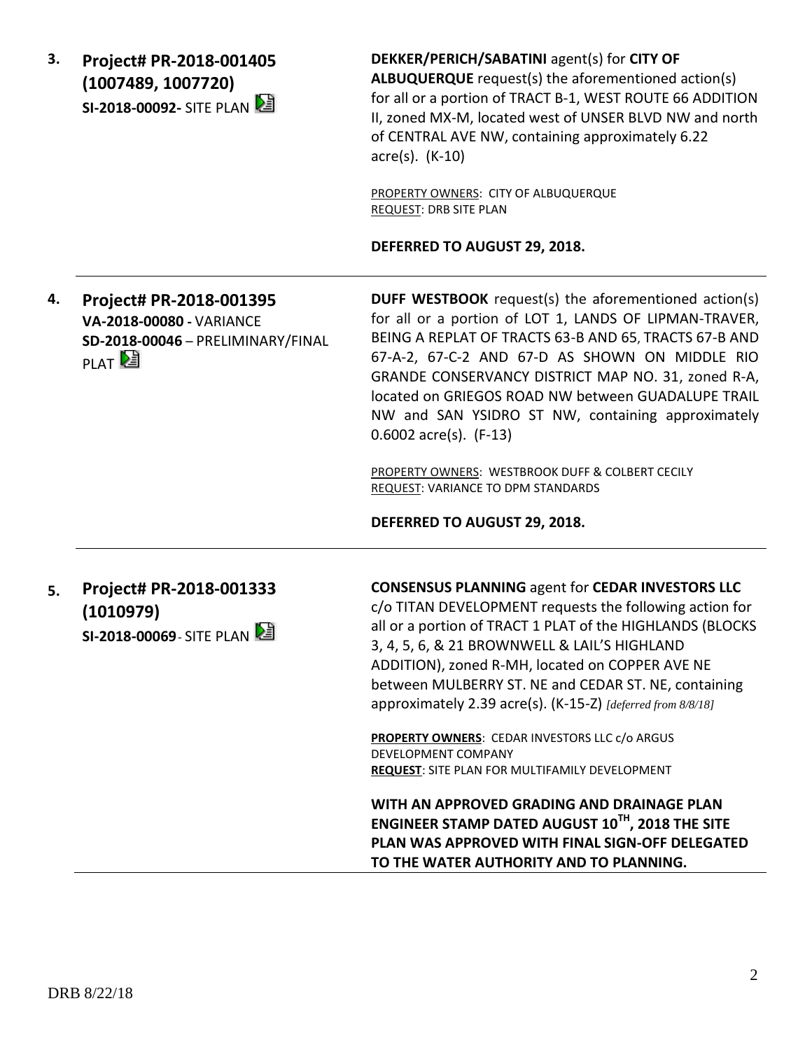**3. Project# PR-2018-001405 (1007489, 1007720)**
**SI-2018-00092-** SITE PLAN

**DEKKER/PERICH/SABATINI** agent(s) for **CITY OF ALBUQUERQUE** request(s) the aforementioned action(s) for all or a portion of TRACT B-1, WEST ROUTE 66 ADDITION II, zoned MX-M, located west of UNSER BLVD NW and north of CENTRAL AVE NW, containing approximately 6.22 acre(s). (K-10)

PROPERTY OWNERS: CITY OF ALBUQUERQUE
REQUEST: DRB SITE PLAN

**DEFERRED TO AUGUST 29, 2018.**

---

**4. Project# PR-2018-001395**
**VA-2018-00080 -** VARIANCE
**SD-2018-00046** – PRELIMINARY/FINAL PLAT

**DUFF WESTBOOK** request(s) the aforementioned action(s) for all or a portion of LOT 1, LANDS OF LIPMAN-TRAVER, BEING A REPLAT OF TRACTS 63-B AND 65, TRACTS 67-B AND 67-A-2, 67-C-2 AND 67-D AS SHOWN ON MIDDLE RIO GRANDE CONSERVANCY DISTRICT MAP NO. 31, zoned R-A, located on GRIEGOS ROAD NW between GUADALUPE TRAIL NW and SAN YSIDRO ST NW, containing approximately 0.6002 acre(s). (F-13)

PROPERTY OWNERS: WESTBROOK DUFF & COLBERT CECILY
REQUEST: VARIANCE TO DPM STANDARDS

**DEFERRED TO AUGUST 29, 2018.**

---

**5. Project# PR-2018-001333 (1010979)**
**SI-2018-00069**- SITE PLAN

**CONSENSUS PLANNING** agent for **CEDAR INVESTORS LLC** c/o TITAN DEVELOPMENT requests the following action for all or a portion of TRACT 1 PLAT of the HIGHLANDS (BLOCKS 3, 4, 5, 6, & 21 BROWNWELL & LAIL'S HIGHLAND ADDITION), zoned R-MH, located on COPPER AVE NE between MULBERRY ST. NE and CEDAR ST. NE, containing approximately 2.39 acre(s). (K-15-Z) *[deferred from 8/8/18]*

**PROPERTY OWNERS**: CEDAR INVESTORS LLC c/o ARGUS DEVELOPMENT COMPANY
**REQUEST**: SITE PLAN FOR MULTIFAMILY DEVELOPMENT

**WITH AN APPROVED GRADING AND DRAINAGE PLAN ENGINEER STAMP DATED AUGUST 10TH, 2018 THE SITE PLAN WAS APPROVED WITH FINAL SIGN-OFF DELEGATED TO THE WATER AUTHORITY AND TO PLANNING.**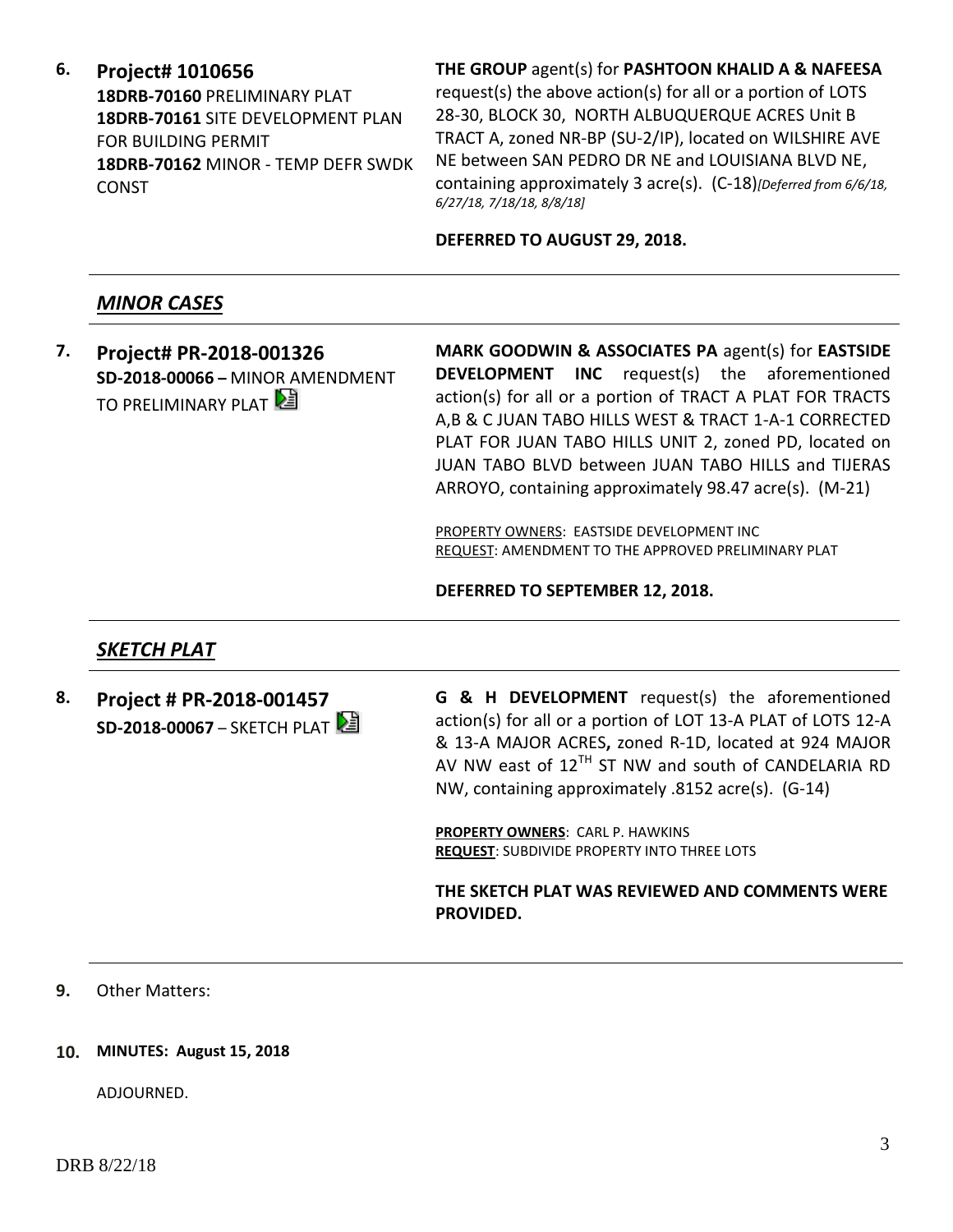**6. Project# 1010656**
**18DRB-70160** PRELIMINARY PLAT
**18DRB-70161** SITE DEVELOPMENT PLAN FOR BUILDING PERMIT
**18DRB-70162** MINOR - TEMP DEFR SWDK CONST

**THE GROUP** agent(s) for **PASHTOON KHALID A & NAFEESA** request(s) the above action(s) for all or a portion of LOTS 28-30, BLOCK 30, NORTH ALBUQUERQUE ACRES Unit B TRACT A, zoned NR-BP (SU-2/IP), located on WILSHIRE AVE NE between SAN PEDRO DR NE and LOUISIANA BLVD NE, containing approximately 3 acre(s). (C-18)*[Deferred from 6/6/18, 6/27/18, 7/18/18, 8/8/18]*

**DEFERRED TO AUGUST 29, 2018.**

---

## *MINOR CASES*

**7. Project# PR-2018-001326**
**SD-2018-00066 –** MINOR AMENDMENT TO PRELIMINARY PLAT

**MARK GOODWIN & ASSOCIATES PA** agent(s) for **EASTSIDE DEVELOPMENT INC** request(s) the aforementioned action(s) for all or a portion of TRACT A PLAT FOR TRACTS A,B & C JUAN TABO HILLS WEST & TRACT 1-A-1 CORRECTED PLAT FOR JUAN TABO HILLS UNIT 2, zoned PD, located on JUAN TABO BLVD between JUAN TABO HILLS and TIJERAS ARROYO, containing approximately 98.47 acre(s). (M-21)

PROPERTY OWNERS: EASTSIDE DEVELOPMENT INC
REQUEST: AMENDMENT TO THE APPROVED PRELIMINARY PLAT

**DEFERRED TO SEPTEMBER 12, 2018.**

---

## *SKETCH PLAT*

**8. Project # PR-2018-001457**
**SD-2018-00067** – SKETCH PLAT

**G & H DEVELOPMENT** request(s) the aforementioned action(s) for all or a portion of LOT 13-A PLAT of LOTS 12-A & 13-A MAJOR ACRES**,** zoned R-1D, located at 924 MAJOR AV NW east of 12$^{TH}$ ST NW and south of CANDELARIA RD NW, containing approximately .8152 acre(s). (G-14)

**PROPERTY OWNERS**: CARL P. HAWKINS
**REQUEST**: SUBDIVIDE PROPERTY INTO THREE LOTS

**THE SKETCH PLAT WAS REVIEWED AND COMMENTS WERE PROVIDED.**

---

**9.** Other Matters:

**10. MINUTES: August 15, 2018**

ADJOURNED.